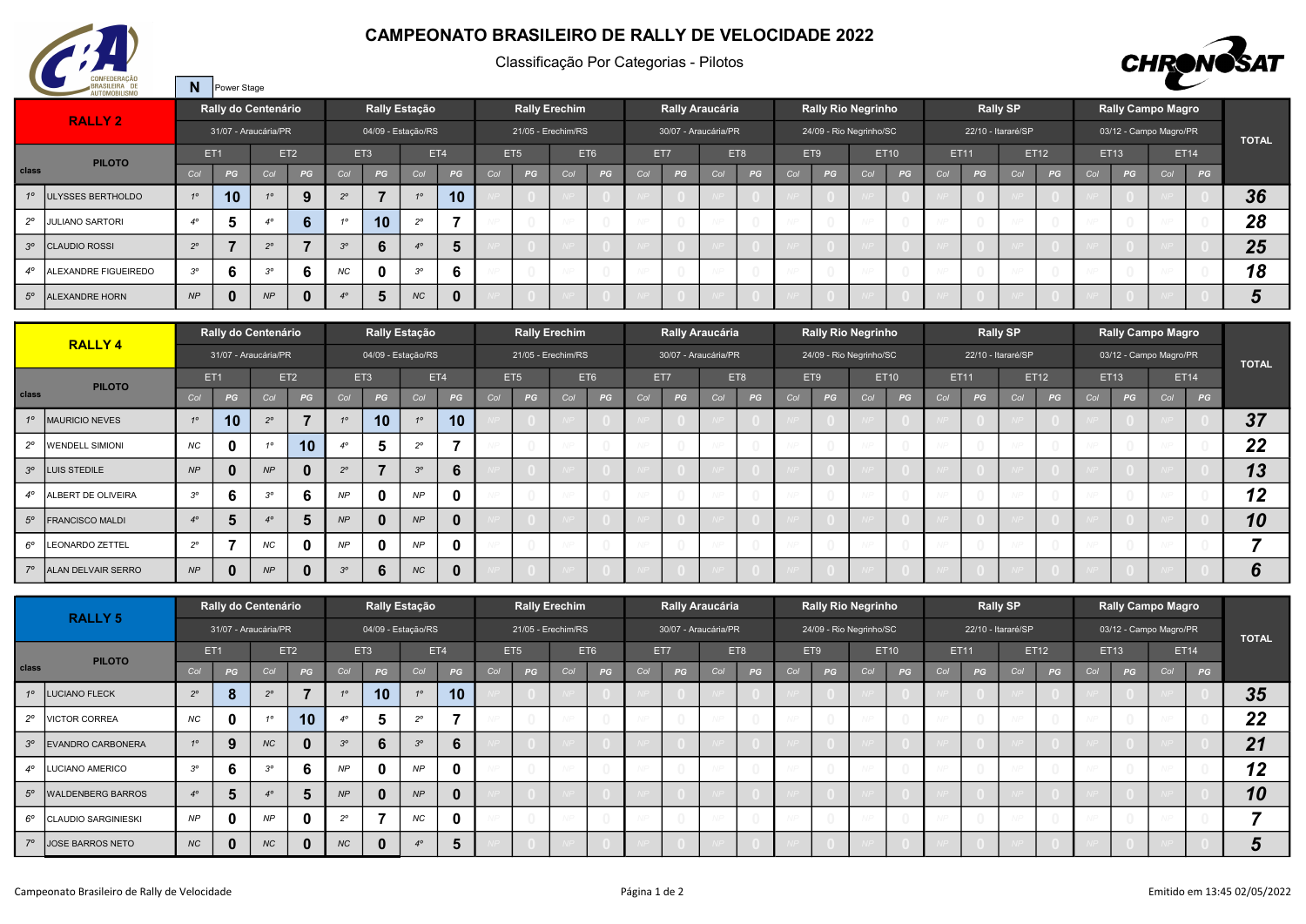# CAMPEONATO BRASILEIRO DE RALLY DE VELOCIDADE 2022

Classificação Por Categorias - Pilotos

**N** Power Stage

## RALLY 2

| class | PILOTO | Rally do Centenário 31/07 - Araucária/PR ET1 Col | ET1 PG | ET2 Col | ET2 PG | Rally Estação 04/09 - Estação/RS ET3 Col | ET3 PG | ET4 Col | ET4 PG | Rally Erechim 21/05 - Erechim/RS ET5 Col | ET5 PG | ET6 Col | ET6 PG | Rally Araucária 30/07 - Araucária/PR ET7 Col | ET7 PG | ET8 Col | ET8 PG | Rally Rio Negrinho 24/09 - Rio Negrinho/SC ET9 Col | ET9 PG | ET10 Col | ET10 PG | Rally SP 22/10 - Itararé/SP ET11 Col | ET11 PG | ET12 Col | ET12 PG | Rally Campo Magro 03/12 - Campo Magro/PR ET13 Col | ET13 PG | ET14 Col | ET14 PG | TOTAL |
|---|---|---|---|---|---|---|---|---|---|---|---|---|---|---|---|---|---|---|---|---|---|---|---|---|---|---|---|---|---|---|
| 1º | ULYSSES BERTHOLDO | 1º | 10 | 1º | 9 | 2º | 7 | 1º | 10 | NP | 0 | NP | 0 | NP | 0 | NP | 0 | NP | 0 | NP | 0 | NP | 0 | NP | 0 | NP | 0 | NP | 0 | 36 |
| 2º | JULIANO SARTORI | 4º | 5 | 4º | 6 | 1º | 10 | 2º | 7 | NP | 0 | NP | 0 | NP | 0 | NP | 0 | NP | 0 | NP | 0 | NP | 0 | NP | 0 | NP | 0 | NP | 0 | 28 |
| 3º | CLAUDIO ROSSI | 2º | 7 | 2º | 7 | 3º | 6 | 4º | 5 | NP | 0 | NP | 0 | NP | 0 | NP | 0 | NP | 0 | NP | 0 | NP | 0 | NP | 0 | NP | 0 | NP | 0 | 25 |
| 4º | ALEXANDRE FIGUEIREDO | 3º | 6 | 3º | 6 | NC | 0 | 3º | 6 | NP | 0 | NP | 0 | NP | 0 | NP | 0 | NP | 0 | NP | 0 | NP | 0 | NP | 0 | NP | 0 | NP | 0 | 18 |
| 5º | ALEXANDRE HORN | NP | 0 | NP | 0 | 4º | 5 | NC | 0 | NP | 0 | NP | 0 | NP | 0 | NP | 0 | NP | 0 | NP | 0 | NP | 0 | NP | 0 | NP | 0 | NP | 0 | 5 |

## RALLY 4

| class | PILOTO | Rally do Centenário 31/07 - Araucária/PR ET1 Col | ET1 PG | ET2 Col | ET2 PG | Rally Estação 04/09 - Estação/RS ET3 Col | ET3 PG | ET4 Col | ET4 PG | Rally Erechim 21/05 - Erechim/RS ET5 Col | ET5 PG | ET6 Col | ET6 PG | Rally Araucária 30/07 - Araucária/PR ET7 Col | ET7 PG | ET8 Col | ET8 PG | Rally Rio Negrinho 24/09 - Rio Negrinho/SC ET9 Col | ET9 PG | ET10 Col | ET10 PG | Rally SP 22/10 - Itararé/SP ET11 Col | ET11 PG | ET12 Col | ET12 PG | Rally Campo Magro 03/12 - Campo Magro/PR ET13 Col | ET13 PG | ET14 Col | ET14 PG | TOTAL |
|---|---|---|---|---|---|---|---|---|---|---|---|---|---|---|---|---|---|---|---|---|---|---|---|---|---|---|---|---|---|---|
| 1º | MAURICIO NEVES | 1º | 10 | 2º | 7 | 1º | 10 | 1º | 10 | NP | 0 | NP | 0 | NP | 0 | NP | 0 | NP | 0 | NP | 0 | NP | 0 | NP | 0 | NP | 0 | NP | 0 | 37 |
| 2º | WENDELL SIMIONI | NC | 0 | 1º | 10 | 4º | 5 | 2º | 7 | NP | 0 | NP | 0 | NP | 0 | NP | 0 | NP | 0 | NP | 0 | NP | 0 | NP | 0 | NP | 0 | NP | 0 | 22 |
| 3º | LUIS STEDILE | NP | 0 | NP | 0 | 2º | 7 | 3º | 6 | NP | 0 | NP | 0 | NP | 0 | NP | 0 | NP | 0 | NP | 0 | NP | 0 | NP | 0 | NP | 0 | NP | 0 | 13 |
| 4º | ALBERT DE OLIVEIRA | 3º | 6 | 3º | 6 | NP | 0 | NP | 0 | NP | 0 | NP | 0 | NP | 0 | NP | 0 | NP | 0 | NP | 0 | NP | 0 | NP | 0 | NP | 0 | NP | 0 | 12 |
| 5º | FRANCISCO MALDI | 4º | 5 | 4º | 5 | NP | 0 | NP | 0 | NP | 0 | NP | 0 | NP | 0 | NP | 0 | NP | 0 | NP | 0 | NP | 0 | NP | 0 | NP | 0 | NP | 0 | 10 |
| 6º | LEONARDO ZETTEL | 2º | 7 | NC | 0 | NP | 0 | NP | 0 | NP | 0 | NP | 0 | NP | 0 | NP | 0 | NP | 0 | NP | 0 | NP | 0 | NP | 0 | NP | 0 | NP | 0 | 7 |
| 7º | ALAN DELVAIR SERRO | NP | 0 | NP | 0 | 3º | 6 | NC | 0 | NP | 0 | NP | 0 | NP | 0 | NP | 0 | NP | 0 | NP | 0 | NP | 0 | NP | 0 | NP | 0 | NP | 0 | 6 |

## RALLY 5

| class | PILOTO | Rally do Centenário 31/07 - Araucária/PR ET1 Col | ET1 PG | ET2 Col | ET2 PG | Rally Estação 04/09 - Estação/RS ET3 Col | ET3 PG | ET4 Col | ET4 PG | Rally Erechim 21/05 - Erechim/RS ET5 Col | ET5 PG | ET6 Col | ET6 PG | Rally Araucária 30/07 - Araucária/PR ET7 Col | ET7 PG | ET8 Col | ET8 PG | Rally Rio Negrinho 24/09 - Rio Negrinho/SC ET9 Col | ET9 PG | ET10 Col | ET10 PG | Rally SP 22/10 - Itararé/SP ET11 Col | ET11 PG | ET12 Col | ET12 PG | Rally Campo Magro 03/12 - Campo Magro/PR ET13 Col | ET13 PG | ET14 Col | ET14 PG | TOTAL |
|---|---|---|---|---|---|---|---|---|---|---|---|---|---|---|---|---|---|---|---|---|---|---|---|---|---|---|---|---|---|---|
| 1º | LUCIANO FLECK | 2º | 8 | 2º | 7 | 1º | 10 | 1º | 10 | NP | 0 | NP | 0 | NP | 0 | NP | 0 | NP | 0 | NP | 0 | NP | 0 | NP | 0 | NP | 0 | NP | 0 | 35 |
| 2º | VICTOR CORREA | NC | 0 | 1º | 10 | 4º | 5 | 2º | 7 | NP | 0 | NP | 0 | NP | 0 | NP | 0 | NP | 0 | NP | 0 | NP | 0 | NP | 0 | NP | 0 | NP | 0 | 22 |
| 3º | EVANDRO CARBONERA | 1º | 9 | NC | 0 | 3º | 6 | 3º | 6 | NP | 0 | NP | 0 | NP | 0 | NP | 0 | NP | 0 | NP | 0 | NP | 0 | NP | 0 | NP | 0 | NP | 0 | 21 |
| 4º | LUCIANO AMERICO | 3º | 6 | 3º | 6 | NP | 0 | NP | 0 | NP | 0 | NP | 0 | NP | 0 | NP | 0 | NP | 0 | NP | 0 | NP | 0 | NP | 0 | NP | 0 | NP | 0 | 12 |
| 5º | WALDENBERG BARROS | 4º | 5 | 4º | 5 | NP | 0 | NP | 0 | NP | 0 | NP | 0 | NP | 0 | NP | 0 | NP | 0 | NP | 0 | NP | 0 | NP | 0 | NP | 0 | NP | 0 | 10 |
| 6º | CLAUDIO SARGINIESKI | NP | 0 | NP | 0 | 2º | 7 | NC | 0 | NP | 0 | NP | 0 | NP | 0 | NP | 0 | NP | 0 | NP | 0 | NP | 0 | NP | 0 | NP | 0 | NP | 0 | 7 |
| 7º | JOSE BARROS NETO | NC | 0 | NC | 0 | NC | 0 | 4º | 5 | NP | 0 | NP | 0 | NP | 0 | NP | 0 | NP | 0 | NP | 0 | NP | 0 | NP | 0 | NP | 0 | NP | 0 | 5 |

Campeonato Brasileiro de Rally de Velocidade

Emitido em 13:45 02/05/2022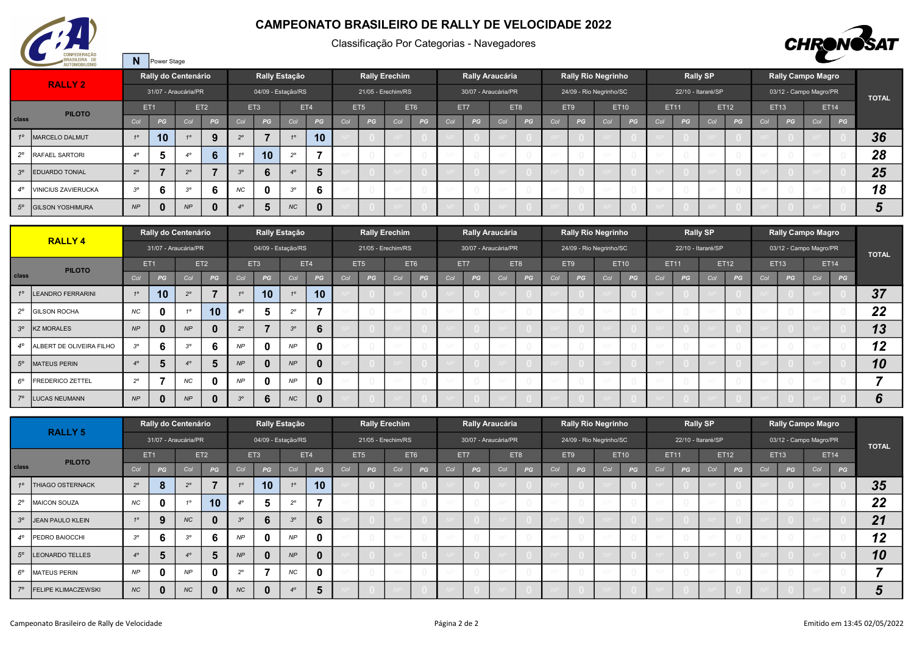# CAMPEONATO BRASILEIRO DE RALLY DE VELOCIDADE 2022

Classificação Por Categorias - Navegadores

N Power Stage

| RALLY 2 | | Rally do Centenário | | | | Rally Estação | | | | Rally Erechim | | | | Rally Araucária | | | | Rally Rio Negrinho | | | | Rally SP | | | | Rally Campo Magro | | | | TOTAL |
|---|---|---|---|---|---|---|---|---|---|---|---|---|---|---|---|---|---|---|---|---|---|---|---|---|---|---|---|---|---|---|
| | | 31/07 - Araucária/PR | | | | 04/09 - Estação/RS | | | | 21/05 - Erechim/RS | | | | 30/07 - Araucária/PR | | | | 24/09 - Rio Negrinho/SC | | | | 22/10 - Itararé/SP | | | | 03/12 - Campo Magro/PR | | | | |
| | PILOTO | ET1 | | ET2 | | ET3 | | ET4 | | ET5 | | ET6 | | ET7 | | ET8 | | ET9 | | ET10 | | ET11 | | ET12 | | ET13 | | ET14 | | |
| class | | Col | PG | Col | PG | Col | PG | Col | PG | Col | PG | Col | PG | Col | PG | Col | PG | Col | PG | Col | PG | Col | PG | Col | PG | Col | PG | Col | PG | |
| 1º | MARCELO DALMUT | 1º | 10 | 1º | 9 | 2º | 7 | 1º | 10 | NP | 0 | NP | 0 | NP | 0 | NP | 0 | NP | 0 | NP | 0 | NP | 0 | NP | 0 | NP | 0 | NP | 0 | 36 |
| 2º | RAFAEL SARTORI | 4º | 5 | 4º | 6 | 1º | 10 | 2º | 7 | NP | 0 | NP | 0 | NP | 0 | NP | 0 | NP | 0 | NP | 0 | NP | 0 | NP | 0 | NP | 0 | NP | 0 | 28 |
| 3º | EDUARDO TONIAL | 2º | 7 | 2º | 7 | 3º | 6 | 4º | 5 | NP | 0 | NP | 0 | NP | 0 | NP | 0 | NP | 0 | NP | 0 | NP | 0 | NP | 0 | NP | 0 | NP | 0 | 25 |
| 4º | VINICIUS ZAVIERUCKA | 3º | 6 | 3º | 6 | NC | 0 | 3º | 6 | NP | 0 | NP | 0 | NP | 0 | NP | 0 | NP | 0 | NP | 0 | NP | 0 | NP | 0 | NP | 0 | NP | 0 | 18 |
| 5º | GILSON YOSHIMURA | NP | 0 | NP | 0 | 4º | 5 | NC | 0 | NP | 0 | NP | 0 | NP | 0 | NP | 0 | NP | 0 | NP | 0 | NP | 0 | NP | 0 | NP | 0 | NP | 0 | 5 |

| RALLY 4 | | Rally do Centenário | | | | Rally Estação | | | | Rally Erechim | | | | Rally Araucária | | | | Rally Rio Negrinho | | | | Rally SP | | | | Rally Campo Magro | | | | TOTAL |
|---|---|---|---|---|---|---|---|---|---|---|---|---|---|---|---|---|---|---|---|---|---|---|---|---|---|---|---|---|---|---|
| | | 31/07 - Araucária/PR | | | | 04/09 - Estação/RS | | | | 21/05 - Erechim/RS | | | | 30/07 - Araucária/PR | | | | 24/09 - Rio Negrinho/SC | | | | 22/10 - Itararé/SP | | | | 03/12 - Campo Magro/PR | | | | |
| | PILOTO | ET1 | | ET2 | | ET3 | | ET4 | | ET5 | | ET6 | | ET7 | | ET8 | | ET9 | | ET10 | | ET11 | | ET12 | | ET13 | | ET14 | | |
| class | | Col | PG | Col | PG | Col | PG | Col | PG | Col | PG | Col | PG | Col | PG | Col | PG | Col | PG | Col | PG | Col | PG | Col | PG | Col | PG | Col | PG | |
| 1º | LEANDRO FERRARINI | 1º | 10 | 2º | 7 | 1º | 10 | 1º | 10 | NP | 0 | NP | 0 | NP | 0 | NP | 0 | NP | 0 | NP | 0 | NP | 0 | NP | 0 | NP | 0 | NP | 0 | 37 |
| 2º | GILSON ROCHA | NC | 0 | 1º | 10 | 4º | 5 | 2º | 7 | NP | 0 | NP | 0 | NP | 0 | NP | 0 | NP | 0 | NP | 0 | NP | 0 | NP | 0 | NP | 0 | NP | 0 | 22 |
| 3º | KZ MORALES | NP | 0 | NP | 0 | 2º | 7 | 3º | 6 | NP | 0 | NP | 0 | NP | 0 | NP | 0 | NP | 0 | NP | 0 | NP | 0 | NP | 0 | NP | 0 | NP | 0 | 13 |
| 4º | ALBERT DE OLIVEIRA FILHO | 3º | 6 | 3º | 6 | NP | 0 | NP | 0 | NP | 0 | NP | 0 | NP | 0 | NP | 0 | NP | 0 | NP | 0 | NP | 0 | NP | 0 | NP | 0 | NP | 0 | 12 |
| 5º | MATEUS PERIN | 4º | 5 | 4º | 5 | NP | 0 | NP | 0 | NP | 0 | NP | 0 | NP | 0 | NP | 0 | NP | 0 | NP | 0 | NP | 0 | NP | 0 | NP | 0 | NP | 0 | 10 |
| 6º | FREDERICO ZETTEL | 2º | 7 | NC | 0 | NP | 0 | NP | 0 | NP | 0 | NP | 0 | NP | 0 | NP | 0 | NP | 0 | NP | 0 | NP | 0 | NP | 0 | NP | 0 | NP | 0 | 7 |
| 7º | LUCAS NEUMANN | NP | 0 | NP | 0 | 3º | 6 | NC | 0 | NP | 0 | NP | 0 | NP | 0 | NP | 0 | NP | 0 | NP | 0 | NP | 0 | NP | 0 | NP | 0 | NP | 0 | 6 |

| RALLY 5 | | Rally do Centenário | | | | Rally Estação | | | | Rally Erechim | | | | Rally Araucária | | | | Rally Rio Negrinho | | | | Rally SP | | | | Rally Campo Magro | | | | TOTAL |
|---|---|---|---|---|---|---|---|---|---|---|---|---|---|---|---|---|---|---|---|---|---|---|---|---|---|---|---|---|---|---|
| | | 31/07 - Araucária/PR | | | | 04/09 - Estação/RS | | | | 21/05 - Erechim/RS | | | | 30/07 - Araucária/PR | | | | 24/09 - Rio Negrinho/SC | | | | 22/10 - Itararé/SP | | | | 03/12 - Campo Magro/PR | | | | |
| | PILOTO | ET1 | | ET2 | | ET3 | | ET4 | | ET5 | | ET6 | | ET7 | | ET8 | | ET9 | | ET10 | | ET11 | | ET12 | | ET13 | | ET14 | | |
| class | | Col | PG | Col | PG | Col | PG | Col | PG | Col | PG | Col | PG | Col | PG | Col | PG | Col | PG | Col | PG | Col | PG | Col | PG | Col | PG | Col | PG | |
| 1º | THIAGO OSTERNACK | 2º | 8 | 2º | 7 | 1º | 10 | 1º | 10 | NP | 0 | NP | 0 | NP | 0 | NP | 0 | NP | 0 | NP | 0 | NP | 0 | NP | 0 | NP | 0 | NP | 0 | 35 |
| 2º | MAICON SOUZA | NC | 0 | 1º | 10 | 4º | 5 | 2º | 7 | NP | 0 | NP | 0 | NP | 0 | NP | 0 | NP | 0 | NP | 0 | NP | 0 | NP | 0 | NP | 0 | NP | 0 | 22 |
| 3º | JEAN PAULO KLEIN | 1º | 9 | NC | 0 | 3º | 6 | 3º | 6 | NP | 0 | NP | 0 | NP | 0 | NP | 0 | NP | 0 | NP | 0 | NP | 0 | NP | 0 | NP | 0 | NP | 0 | 21 |
| 4º | PEDRO BAIOCCHI | 3º | 6 | 3º | 6 | NP | 0 | NP | 0 | NP | 0 | NP | 0 | NP | 0 | NP | 0 | NP | 0 | NP | 0 | NP | 0 | NP | 0 | NP | 0 | NP | 0 | 12 |
| 5º | LEONARDO TELLES | 4º | 5 | 4º | 5 | NP | 0 | NP | 0 | NP | 0 | NP | 0 | NP | 0 | NP | 0 | NP | 0 | NP | 0 | NP | 0 | NP | 0 | NP | 0 | NP | 0 | 10 |
| 6º | MATEUS PERIN | NP | 0 | NP | 0 | 2º | 7 | NC | 0 | NP | 0 | NP | 0 | NP | 0 | NP | 0 | NP | 0 | NP | 0 | NP | 0 | NP | 0 | NP | 0 | NP | 0 | 7 |
| 7º | FELIPE KLIMACZEWSKI | NC | 0 | NC | 0 | NC | 0 | 4º | 5 | NP | 0 | NP | 0 | NP | 0 | NP | 0 | NP | 0 | NP | 0 | NP | 0 | NP | 0 | NP | 0 | NP | 0 | 5 |

Campeonato Brasileiro de Rally de Velocidade

Emitido em 13:45 02/05/2022